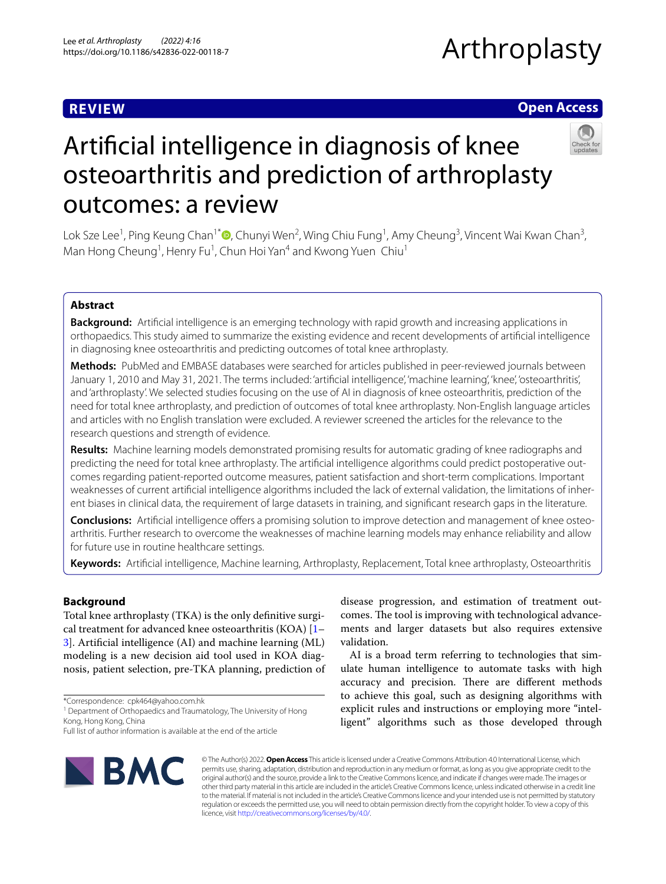REVIEW

Open Access

# Artificial intelligence in diagnosis of knee osteoarthritis and prediction of arthroplasty outcomes: a review

Lok Sze Lee[1], Ping Keung Chan[1*], Chunyi Wen[2], Wing Chiu Fung[1], Amy Cheung[3], Vincent Wai Kwan Chan[3], Man Hong Cheung[1], Henry Fu[1], Chun Hoi Yan[4] and Kwong Yuen Chiu[1]

## Abstract

**Background:** Artificial intelligence is an emerging technology with rapid growth and increasing applications in orthopaedics. This study aimed to summarize the existing evidence and recent developments of artificial intelligence in diagnosing knee osteoarthritis and predicting outcomes of total knee arthroplasty.

**Methods:** PubMed and EMBASE databases were searched for articles published in peer-reviewed journals between January 1, 2010 and May 31, 2021. The terms included: 'artificial intelligence', 'machine learning', 'knee', 'osteoarthritis', and 'arthroplasty'. We selected studies focusing on the use of AI in diagnosis of knee osteoarthritis, prediction of the need for total knee arthroplasty, and prediction of outcomes of total knee arthroplasty. Non-English language articles and articles with no English translation were excluded. A reviewer screened the articles for the relevance to the research questions and strength of evidence.

**Results:** Machine learning models demonstrated promising results for automatic grading of knee radiographs and predicting the need for total knee arthroplasty. The artificial intelligence algorithms could predict postoperative outcomes regarding patient-reported outcome measures, patient satisfaction and short-term complications. Important weaknesses of current artificial intelligence algorithms included the lack of external validation, the limitations of inherent biases in clinical data, the requirement of large datasets in training, and significant research gaps in the literature.

**Conclusions:** Artificial intelligence offers a promising solution to improve detection and management of knee osteoarthritis. Further research to overcome the weaknesses of machine learning models may enhance reliability and allow for future use in routine healthcare settings.

**Keywords:** Artificial intelligence, Machine learning, Arthroplasty, Replacement, Total knee arthroplasty, Osteoarthritis

## Background

Total knee arthroplasty (TKA) is the only definitive surgical treatment for advanced knee osteoarthritis (KOA) [1–3]. Artificial intelligence (AI) and machine learning (ML) modeling is a new decision aid tool used in KOA diagnosis, patient selection, pre-TKA planning, prediction of disease progression, and estimation of treatment outcomes. The tool is improving with technological advancements and larger datasets but also requires extensive validation.

AI is a broad term referring to technologies that simulate human intelligence to automate tasks with high accuracy and precision. There are different methods to achieve this goal, such as designing algorithms with explicit rules and instructions or employing more "intelligent" algorithms such as those developed through

*Correspondence: cpk464@yahoo.com.hk
[1] Department of Orthopaedics and Traumatology, The University of Hong Kong, Hong Kong, China
Full list of author information is available at the end of the article

© The Author(s) 2022. **Open Access** This article is licensed under a Creative Commons Attribution 4.0 International License, which permits use, sharing, adaptation, distribution and reproduction in any medium or format, as long as you give appropriate credit to the original author(s) and the source, provide a link to the Creative Commons licence, and indicate if changes were made. The images or other third party material in this article are included in the article's Creative Commons licence, unless indicated otherwise in a credit line to the material. If material is not included in the article's Creative Commons licence and your intended use is not permitted by statutory regulation or exceeds the permitted use, you will need to obtain permission directly from the copyright holder. To view a copy of this licence, visit http://creativecommons.org/licenses/by/4.0/.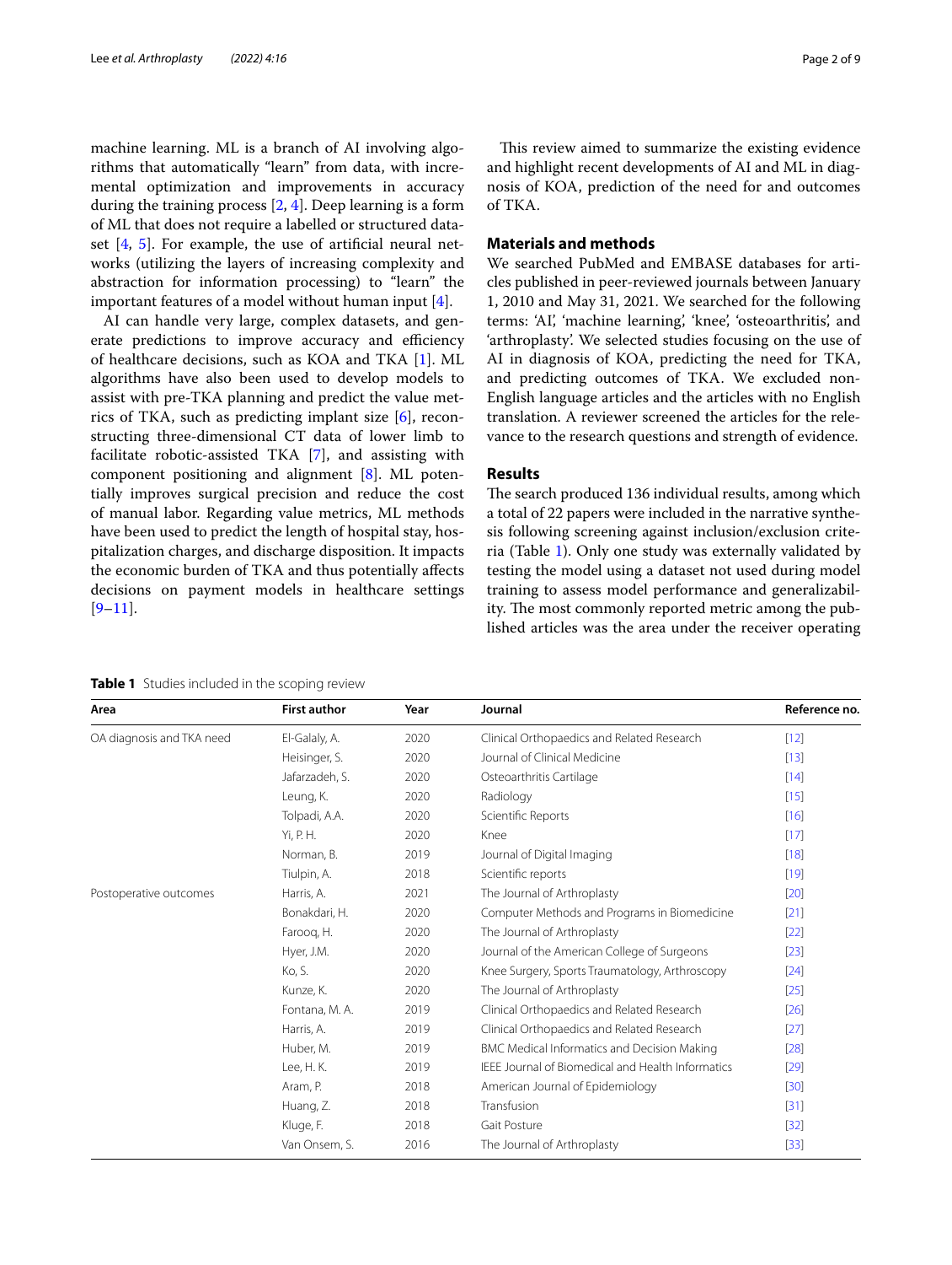machine learning. ML is a branch of AI involving algorithms that automatically "learn" from data, with incremental optimization and improvements in accuracy during the training process [2, 4]. Deep learning is a form of ML that does not require a labelled or structured dataset [4, 5]. For example, the use of artificial neural networks (utilizing the layers of increasing complexity and abstraction for information processing) to "learn" the important features of a model without human input [4].

AI can handle very large, complex datasets, and generate predictions to improve accuracy and efficiency of healthcare decisions, such as KOA and TKA [1]. ML algorithms have also been used to develop models to assist with pre-TKA planning and predict the value metrics of TKA, such as predicting implant size [6], reconstructing three-dimensional CT data of lower limb to facilitate robotic-assisted TKA [7], and assisting with component positioning and alignment [8]. ML potentially improves surgical precision and reduce the cost of manual labor. Regarding value metrics, ML methods have been used to predict the length of hospital stay, hospitalization charges, and discharge disposition. It impacts the economic burden of TKA and thus potentially affects decisions on payment models in healthcare settings [9–11].

This review aimed to summarize the existing evidence and highlight recent developments of AI and ML in diagnosis of KOA, prediction of the need for and outcomes of TKA.

## Materials and methods

We searched PubMed and EMBASE databases for articles published in peer-reviewed journals between January 1, 2010 and May 31, 2021. We searched for the following terms: 'AI', 'machine learning', 'knee', 'osteoarthritis', and 'arthroplasty'. We selected studies focusing on the use of AI in diagnosis of KOA, predicting the need for TKA, and predicting outcomes of TKA. We excluded non-English language articles and the articles with no English translation. A reviewer screened the articles for the relevance to the research questions and strength of evidence.

## Results

The search produced 136 individual results, among which a total of 22 papers were included in the narrative synthesis following screening against inclusion/exclusion criteria (Table 1). Only one study was externally validated by testing the model using a dataset not used during model training to assess model performance and generalizability. The most commonly reported metric among the published articles was the area under the receiver operating

**Table 1** Studies included in the scoping review

| Area | First author | Year | Journal | Reference no. |
|---|---|---|---|---|
| OA diagnosis and TKA need | El-Galaly, A. | 2020 | Clinical Orthopaedics and Related Research | [12] |
| | Heisinger, S. | 2020 | Journal of Clinical Medicine | [13] |
| | Jafarzadeh, S. | 2020 | Osteoarthritis Cartilage | [14] |
| | Leung, K. | 2020 | Radiology | [15] |
| | Tolpadi, A.A. | 2020 | Scientific Reports | [16] |
| | Yi, P. H. | 2020 | Knee | [17] |
| | Norman, B. | 2019 | Journal of Digital Imaging | [18] |
| | Tiulpin, A. | 2018 | Scientific reports | [19] |
| Postoperative outcomes | Harris, A. | 2021 | The Journal of Arthroplasty | [20] |
| | Bonakdari, H. | 2020 | Computer Methods and Programs in Biomedicine | [21] |
| | Farooq, H. | 2020 | The Journal of Arthroplasty | [22] |
| | Hyer, J.M. | 2020 | Journal of the American College of Surgeons | [23] |
| | Ko, S. | 2020 | Knee Surgery, Sports Traumatology, Arthroscopy | [24] |
| | Kunze, K. | 2020 | The Journal of Arthroplasty | [25] |
| | Fontana, M. A. | 2019 | Clinical Orthopaedics and Related Research | [26] |
| | Harris, A. | 2019 | Clinical Orthopaedics and Related Research | [27] |
| | Huber, M. | 2019 | BMC Medical Informatics and Decision Making | [28] |
| | Lee, H. K. | 2019 | IEEE Journal of Biomedical and Health Informatics | [29] |
| | Aram, P. | 2018 | American Journal of Epidemiology | [30] |
| | Huang, Z. | 2018 | Transfusion | [31] |
| | Kluge, F. | 2018 | Gait Posture | [32] |
| | Van Onsem, S. | 2016 | The Journal of Arthroplasty | [33] |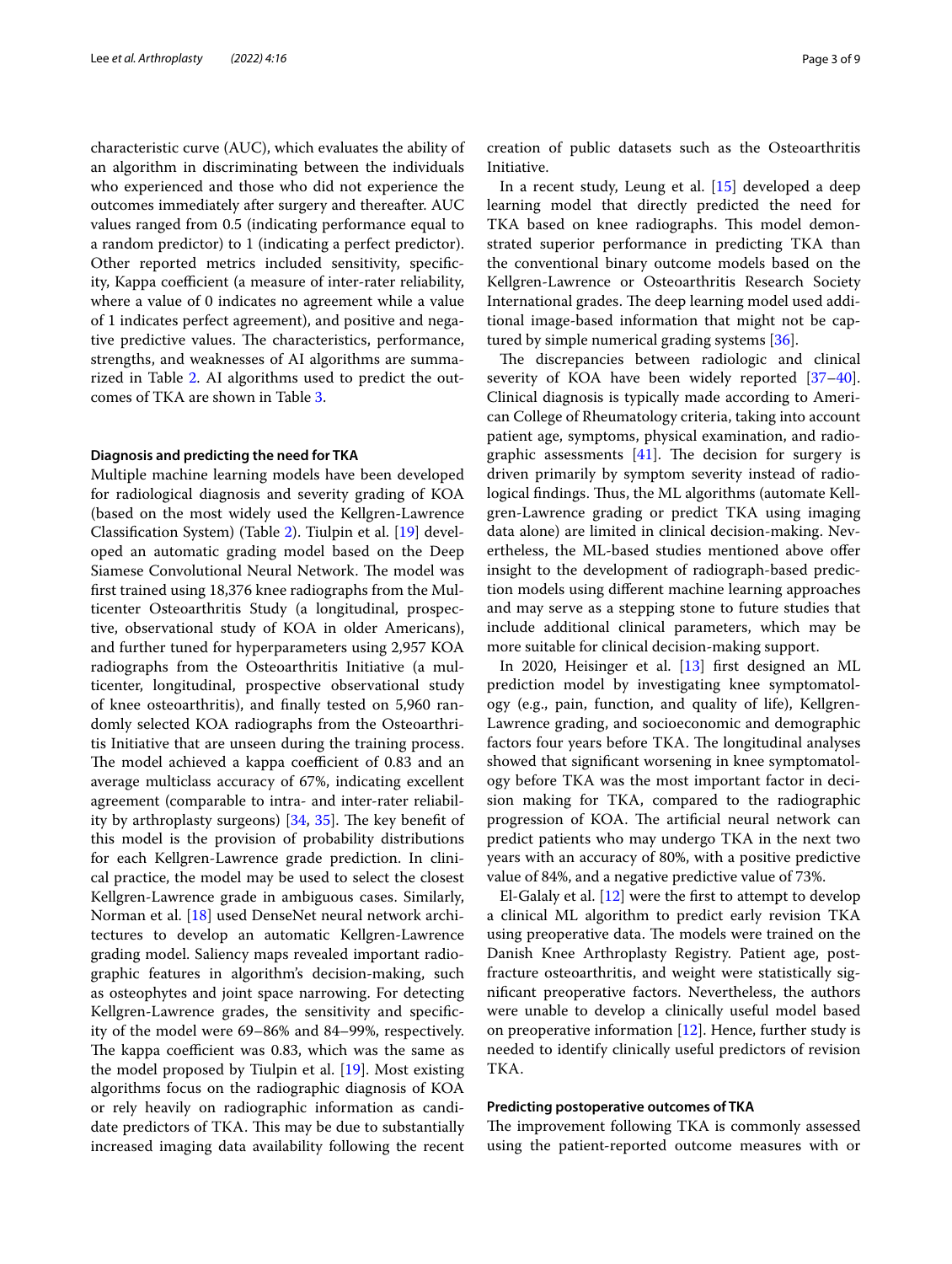characteristic curve (AUC), which evaluates the ability of an algorithm in discriminating between the individuals who experienced and those who did not experience the outcomes immediately after surgery and thereafter. AUC values ranged from 0.5 (indicating performance equal to a random predictor) to 1 (indicating a perfect predictor). Other reported metrics included sensitivity, specificity, Kappa coefficient (a measure of inter-rater reliability, where a value of 0 indicates no agreement while a value of 1 indicates perfect agreement), and positive and negative predictive values. The characteristics, performance, strengths, and weaknesses of AI algorithms are summarized in Table 2. AI algorithms used to predict the outcomes of TKA are shown in Table 3.

### Diagnosis and predicting the need for TKA

Multiple machine learning models have been developed for radiological diagnosis and severity grading of KOA (based on the most widely used the Kellgren-Lawrence Classification System) (Table 2). Tiulpin et al. [19] developed an automatic grading model based on the Deep Siamese Convolutional Neural Network. The model was first trained using 18,376 knee radiographs from the Multicenter Osteoarthritis Study (a longitudinal, prospective, observational study of KOA in older Americans), and further tuned for hyperparameters using 2,957 KOA radiographs from the Osteoarthritis Initiative (a multicenter, longitudinal, prospective observational study of knee osteoarthritis), and finally tested on 5,960 randomly selected KOA radiographs from the Osteoarthritis Initiative that are unseen during the training process. The model achieved a kappa coefficient of 0.83 and an average multiclass accuracy of 67%, indicating excellent agreement (comparable to intra- and inter-rater reliability by arthroplasty surgeons) [34, 35]. The key benefit of this model is the provision of probability distributions for each Kellgren-Lawrence grade prediction. In clinical practice, the model may be used to select the closest Kellgren-Lawrence grade in ambiguous cases. Similarly, Norman et al. [18] used DenseNet neural network architectures to develop an automatic Kellgren-Lawrence grading model. Saliency maps revealed important radiographic features in algorithm's decision-making, such as osteophytes and joint space narrowing. For detecting Kellgren-Lawrence grades, the sensitivity and specificity of the model were 69–86% and 84–99%, respectively. The kappa coefficient was 0.83, which was the same as the model proposed by Tiulpin et al. [19]. Most existing algorithms focus on the radiographic diagnosis of KOA or rely heavily on radiographic information as candidate predictors of TKA. This may be due to substantially increased imaging data availability following the recent creation of public datasets such as the Osteoarthritis Initiative.

In a recent study, Leung et al. [15] developed a deep learning model that directly predicted the need for TKA based on knee radiographs. This model demonstrated superior performance in predicting TKA than the conventional binary outcome models based on the Kellgren-Lawrence or Osteoarthritis Research Society International grades. The deep learning model used additional image-based information that might not be captured by simple numerical grading systems [36].

The discrepancies between radiologic and clinical severity of KOA have been widely reported [37–40]. Clinical diagnosis is typically made according to American College of Rheumatology criteria, taking into account patient age, symptoms, physical examination, and radiographic assessments [41]. The decision for surgery is driven primarily by symptom severity instead of radiological findings. Thus, the ML algorithms (automate Kellgren-Lawrence grading or predict TKA using imaging data alone) are limited in clinical decision-making. Nevertheless, the ML-based studies mentioned above offer insight to the development of radiograph-based prediction models using different machine learning approaches and may serve as a stepping stone to future studies that include additional clinical parameters, which may be more suitable for clinical decision-making support.

In 2020, Heisinger et al. [13] first designed an ML prediction model by investigating knee symptomatology (e.g., pain, function, and quality of life), Kellgren-Lawrence grading, and socioeconomic and demographic factors four years before TKA. The longitudinal analyses showed that significant worsening in knee symptomatology before TKA was the most important factor in decision making for TKA, compared to the radiographic progression of KOA. The artificial neural network can predict patients who may undergo TKA in the next two years with an accuracy of 80%, with a positive predictive value of 84%, and a negative predictive value of 73%.

El-Galaly et al. [12] were the first to attempt to develop a clinical ML algorithm to predict early revision TKA using preoperative data. The models were trained on the Danish Knee Arthroplasty Registry. Patient age, post-fracture osteoarthritis, and weight were statistically significant preoperative factors. Nevertheless, the authors were unable to develop a clinically useful model based on preoperative information [12]. Hence, further study is needed to identify clinically useful predictors of revision TKA.

### Predicting postoperative outcomes of TKA

The improvement following TKA is commonly assessed using the patient-reported outcome measures with or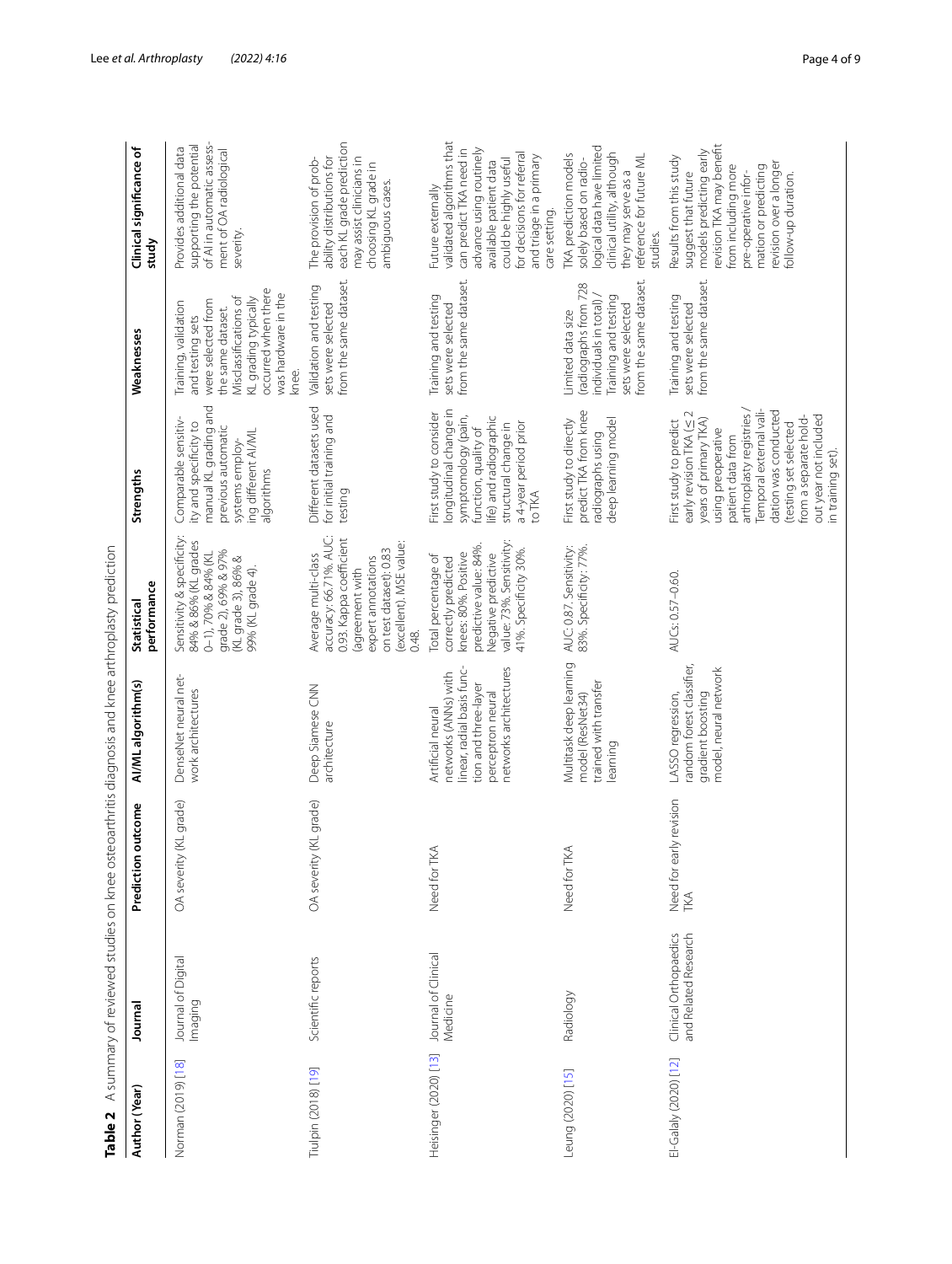**Table 2** A summary of reviewed studies on knee osteoarthritis diagnosis and knee arthroplasty prediction

| Author (Year) | Journal | Prediction outcome | AI/ML algorithm(s) | Statistical performance | Strengths | Weaknesses | Clinical significance of study |
|---|---|---|---|---|---|---|---|
| Norman (2019) [18] | Journal of Digital Imaging | OA severity (KL grade) | DenseNet neural network architectures | Sensitivity & specificity: 84% & 86% (KL grades 0–1), 70% & 84% (KL grade 2), 69% & 97% (KL grade 3), 86% & 99% (KL grade 4). | Comparable sensitivity and specificity to manual KL grading and previous automatic systems employing different AI/ML algorithms | Training, validation and testing sets were selected from the same dataset. Misclassifications of KL grading typically occurred when there was hardware in the knee. | Provides additional data supporting the potential of AI in automatic assessment of OA radiological severity. |
| Tiulpin (2018) [19] | Scientific reports | OA severity (KL grade) | Deep Siamese CNN architecture | Average multi-class accuracy: 66.71%. AUC: 0.93. Kappa coefficient (agreement with expert annotations on test dataset): 0.83 (excellent). MSE value: 0.48. | Different datasets used for initial training and testing | Validation and testing sets were selected from the same dataset. | The provision of probability distributions for each KL grade prediction may assist clinicians in choosing KL grade in ambiguous cases. |
| Heisinger (2020) [13] | Journal of Clinical Medicine | Need for TKA | Artificial neural networks (ANNs) with linear, radial basis function and three-layer perceptron neural networks architectures | Total percentage of correctly predicted knees: 80%. Positive predictive value: 84%. Negative predictive value: 73%. Sensitivity: 41%. Specificity 30%. | First study to consider longitudinal change in symptomology (pain, function, quality of life) and radiographic structural change in a 4-year period prior to TKA | Training and testing sets were selected from the same dataset. | Future externally validated algorithms that can predict TKA need in advance using routinely available patient data could be highly useful for decisions for referral and triage in a primary care setting. |
| Leung (2020) [15] | Radiology | Need for TKA | Multitask deep learning model (ResNet34) trained with transfer learning | AUC: 0.87. Sensitivity: 83%. Specificity: 77%. | First study to directly predict TKA from knee radiographs using deep learning model | Limited data size (radiographs from 728 individuals in total) / Training and testing sets were selected from the same dataset. | TKA prediction models solely based on radiological data have limited clinical utility, although they may serve as a reference for future ML studies. |
| El-Galaly (2020) [12] | Clinical Orthopaedics and Related Research | Need for early revision TKA | LASSO regression, random forest classifier, gradient boosting model, neural network | AUCs: 0.57–0.60. | First study to predict early revision TKA (≤ 2 years of primary TKA) using preoperative patient data from arthroplasty registries / Temporal external validation was conducted (testing set selected from a separate hold-out year not included in training set). | Training and testing sets were selected from the same dataset. | Results from this study suggest that future models predicting early revision TKA may benefit from including more pre-operative information or predicting revision over a longer follow-up duration. |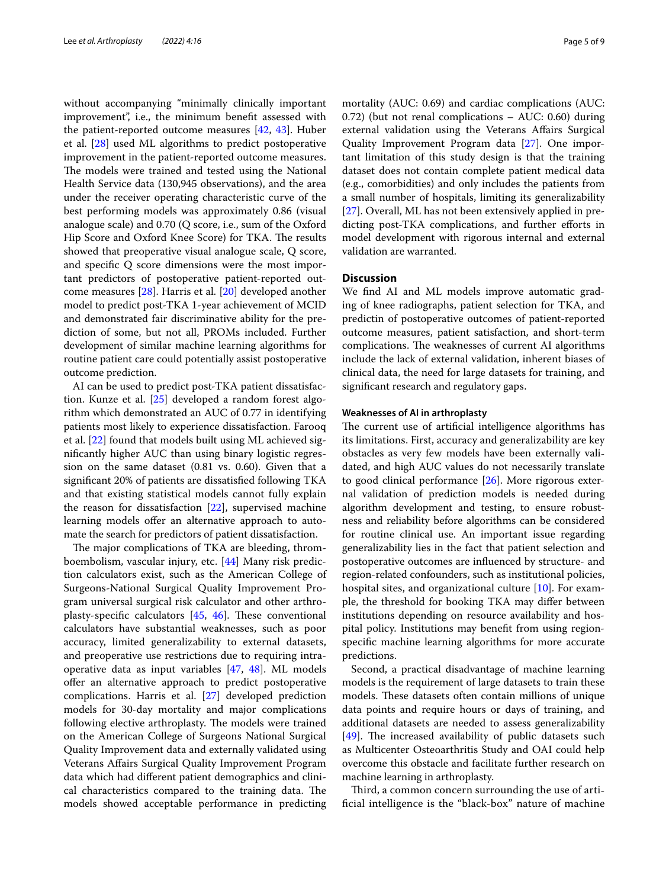without accompanying "minimally clinically important improvement", i.e., the minimum benefit assessed with the patient-reported outcome measures [42, 43]. Huber et al. [28] used ML algorithms to predict postoperative improvement in the patient-reported outcome measures. The models were trained and tested using the National Health Service data (130,945 observations), and the area under the receiver operating characteristic curve of the best performing models was approximately 0.86 (visual analogue scale) and 0.70 (Q score, i.e., sum of the Oxford Hip Score and Oxford Knee Score) for TKA. The results showed that preoperative visual analogue scale, Q score, and specific Q score dimensions were the most important predictors of postoperative patient-reported outcome measures [28]. Harris et al. [20] developed another model to predict post-TKA 1-year achievement of MCID and demonstrated fair discriminative ability for the prediction of some, but not all, PROMs included. Further development of similar machine learning algorithms for routine patient care could potentially assist postoperative outcome prediction.

AI can be used to predict post-TKA patient dissatisfaction. Kunze et al. [25] developed a random forest algorithm which demonstrated an AUC of 0.77 in identifying patients most likely to experience dissatisfaction. Farooq et al. [22] found that models built using ML achieved significantly higher AUC than using binary logistic regression on the same dataset (0.81 vs. 0.60). Given that a significant 20% of patients are dissatisfied following TKA and that existing statistical models cannot fully explain the reason for dissatisfaction [22], supervised machine learning models offer an alternative approach to automate the search for predictors of patient dissatisfaction.

The major complications of TKA are bleeding, thromboembolism, vascular injury, etc. [44] Many risk prediction calculators exist, such as the American College of Surgeons-National Surgical Quality Improvement Program universal surgical risk calculator and other arthroplasty-specific calculators [45, 46]. These conventional calculators have substantial weaknesses, such as poor accuracy, limited generalizability to external datasets, and preoperative use restrictions due to requiring intraoperative data as input variables [47, 48]. ML models offer an alternative approach to predict postoperative complications. Harris et al. [27] developed prediction models for 30-day mortality and major complications following elective arthroplasty. The models were trained on the American College of Surgeons National Surgical Quality Improvement data and externally validated using Veterans Affairs Surgical Quality Improvement Program data which had different patient demographics and clinical characteristics compared to the training data. The models showed acceptable performance in predicting mortality (AUC: 0.69) and cardiac complications (AUC: 0.72) (but not renal complications – AUC: 0.60) during external validation using the Veterans Affairs Surgical Quality Improvement Program data [27]. One important limitation of this study design is that the training dataset does not contain complete patient medical data (e.g., comorbidities) and only includes the patients from a small number of hospitals, limiting its generalizability [27]. Overall, ML has not been extensively applied in predicting post-TKA complications, and further efforts in model development with rigorous internal and external validation are warranted.

## Discussion

We find AI and ML models improve automatic grading of knee radiographs, patient selection for TKA, and predictin of postoperative outcomes of patient-reported outcome measures, patient satisfaction, and short-term complications. The weaknesses of current AI algorithms include the lack of external validation, inherent biases of clinical data, the need for large datasets for training, and significant research and regulatory gaps.

### Weaknesses of AI in arthroplasty

The current use of artificial intelligence algorithms has its limitations. First, accuracy and generalizability are key obstacles as very few models have been externally validated, and high AUC values do not necessarily translate to good clinical performance [26]. More rigorous external validation of prediction models is needed during algorithm development and testing, to ensure robustness and reliability before algorithms can be considered for routine clinical use. An important issue regarding generalizability lies in the fact that patient selection and postoperative outcomes are influenced by structure- and region-related confounders, such as institutional policies, hospital sites, and organizational culture [10]. For example, the threshold for booking TKA may differ between institutions depending on resource availability and hospital policy. Institutions may benefit from using region-specific machine learning algorithms for more accurate predictions.

Second, a practical disadvantage of machine learning models is the requirement of large datasets to train these models. These datasets often contain millions of unique data points and require hours or days of training, and additional datasets are needed to assess generalizability [49]. The increased availability of public datasets such as Multicenter Osteoarthritis Study and OAI could help overcome this obstacle and facilitate further research on machine learning in arthroplasty.

Third, a common concern surrounding the use of artificial intelligence is the "black-box" nature of machine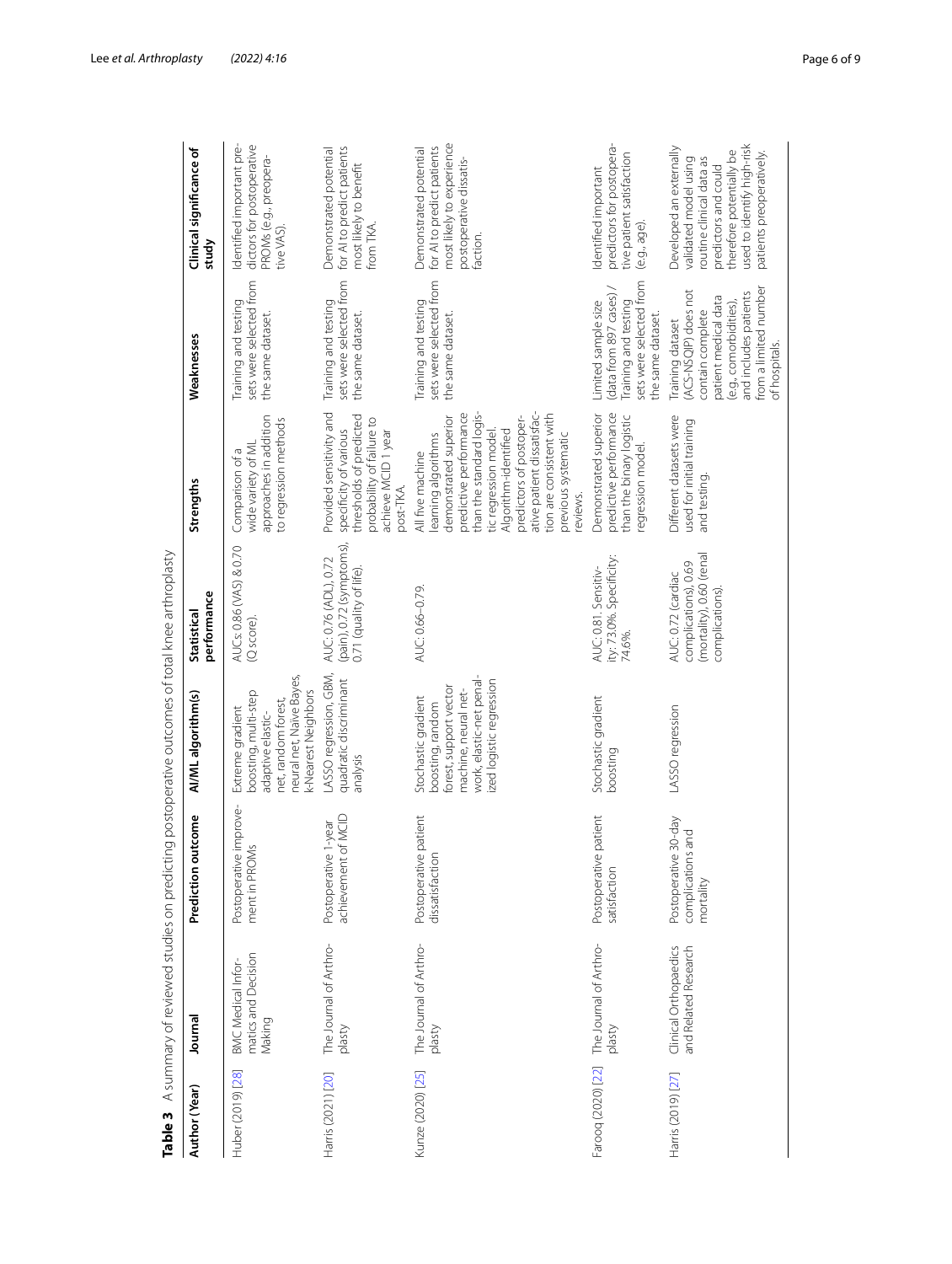**Table 3** A summary of reviewed studies on predicting postoperative outcomes of total knee arthroplasty

| Author (Year) | Journal | Prediction outcome | AI/ML algorithm(s) | Statistical performance | Strengths | Weaknesses | Clinical significance of study |
|---|---|---|---|---|---|---|---|
| Huber (2019) [28] | BMC Medical Informatics and Decision Making | Postoperative improvement in PROMs | Extreme gradient boosting, multi-step adaptive elastic-net, random forest, neural net, Naïve Bayes, k-Nearest Neighbors | AUCs: 0.86 (VAS) & 0.70 (Q score). | Comparison of a wide variety of ML approaches in addition to regression methods | Training and testing sets were selected from the same dataset. | Identified important predictors for postoperative PROMs (e.g., preoperative VAS). |
| Harris (2021) [20] | The Journal of Arthroplasty | Postoperative 1-year achievement of MCID | LASSO regression, GBM, quadratic discriminant analysis | AUC: 0.76 (ADL), 0.72 (pain), 0.72 (symptoms), 0.71 (quality of life). | Provided sensitivity and specificity of various thresholds of predicted probability of failure to achieve MCID 1 year post-TKA. | Training and testing sets were selected from the same dataset. | Demonstrated potential for AI to predict patients most likely to benefit from TKA. |
| Kunze (2020) [25] | The Journal of Arthroplasty | Postoperative patient dissatisfaction | Stochastic gradient boosting, random forest, support vector machine, neural network, elastic-net penalized logistic regression | AUC: 0.66–0.79. | All five machine learning algorithms demonstrated superior predictive performance than the standard logistic regression model. Algorithm-identified predictors of postoperative patient dissatisfaction are consistent with previous systematic reviews. | Training and testing sets were selected from the same dataset. | Demonstrated potential for AI to predict patients most likely to experience postoperative dissatisfaction. |
| Farooq (2020) [22] | The Journal of Arthroplasty | Postoperative patient satisfaction | Stochastic gradient boosting | AUC: 0.81. Sensitivity: 73.0%. Specificity: 74.6%. | Demonstrated superior predictive performance than the binary logistic regression model. | Limited sample size (data from 897 cases) / Training and testing sets were selected from the same dataset. | Identified important predictors for postoperative patient satisfaction (e.g., age). |
| Harris (2019) [27] | Clinical Orthopaedics and Related Research | Postoperative 30-day complications and mortality | LASSO regression | AUC: 0.72 (cardiac complications), 0.69 (mortality), 0.60 (renal complications). | Different datasets were used for initial training and testing. | Training dataset (ACS-NSQIP) does not contain complete patient medical data (e.g., comorbidities), and includes patients from a limited number of hospitals. | Developed an externally validated model using routine clinical data as predictors and could therefore potentially be used to identify high-risk patients preoperatively. |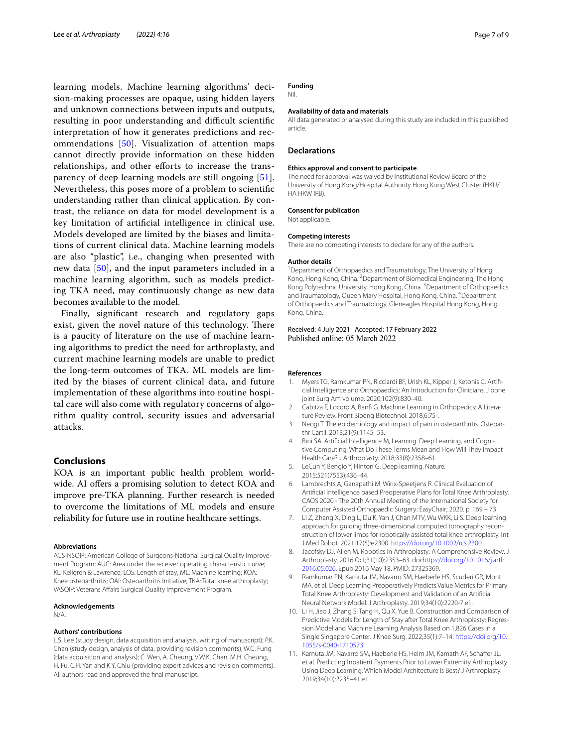learning models. Machine learning algorithms' decision-making processes are opaque, using hidden layers and unknown connections between inputs and outputs, resulting in poor understanding and difficult scientific interpretation of how it generates predictions and recommendations [50]. Visualization of attention maps cannot directly provide information on these hidden relationships, and other efforts to increase the transparency of deep learning models are still ongoing [51]. Nevertheless, this poses more of a problem to scientific understanding rather than clinical application. By contrast, the reliance on data for model development is a key limitation of artificial intelligence in clinical use. Models developed are limited by the biases and limitations of current clinical data. Machine learning models are also "plastic", i.e., changing when presented with new data [50], and the input parameters included in a machine learning algorithm, such as models predicting TKA need, may continuously change as new data becomes available to the model.

Finally, significant research and regulatory gaps exist, given the novel nature of this technology. There is a paucity of literature on the use of machine learning algorithms to predict the need for arthroplasty, and current machine learning models are unable to predict the long-term outcomes of TKA. ML models are limited by the biases of current clinical data, and future implementation of these algorithms into routine hospital care will also come with regulatory concerns of algorithm quality control, security issues and adversarial attacks.

## Conclusions

KOA is an important public health problem worldwide. AI offers a promising solution to detect KOA and improve pre-TKA planning. Further research is needed to overcome the limitations of ML models and ensure reliability for future use in routine healthcare settings.

#### Abbreviations

ACS-NSQIP: American College of Surgeons-National Surgical Quality Improvement Program; AUC: Area under the receiver operating characteristic curve; KL: Kellgren & Lawrence; LOS: Length of stay; ML: Machine learning; KOA: Knee osteoarthritis; OAI: Osteoarthritis Initiative; TKA: Total knee arthroplasty; VASQIP: Veterans Affairs Surgical Quality Improvement Program.

#### Acknowledgements

N/A.

#### Authors' contributions

L.S. Lee (study design, data acquisition and analysis, writing of manuscript); P.K. Chan (study design, analysis of data, providing revision comments); W.C. Fung (data acquisition and analysis); C. Wen, A. Cheung, V.W.K. Chan, M.H. Cheung, H. Fu, C.H. Yan and K.Y. Chiu (providing expert advices and revision comments). All authors read and approved the final manuscript.

#### Funding

Nil.

#### Availability of data and materials

All data generated or analysed during this study are included in this published article.

## Declarations

#### Ethics approval and consent to participate

The need for approval was waived by Institutional Review Board of the University of Hong Kong/Hospital Authority Hong Kong West Cluster (HKU/HA HKW IRB).

#### Consent for publication

Not applicable.

#### Competing interests

There are no competing interests to declare for any of the authors.

#### Author details

[1]Department of Orthopaedics and Traumatology, The University of Hong Kong, Hong Kong, China. [2]Department of Biomedical Engineering, The Hong Kong Polytechnic University, Hong Kong, China. [3]Department of Orthopaedics and Traumatology, Queen Mary Hospital, Hong Kong, China. [4]Department of Orthopaedics and Traumatology, Gleneagles Hospital Hong Kong, Hong Kong, China.

Received: 4 July 2021 Accepted: 17 February 2022
Published online: 05 March 2022

#### References

1. Myers TG, Ramkumar PN, Ricciardi BF, Urish KL, Kipper J, Ketonis C. Artificial Intelligence and Orthopaedics: An Introduction for Clinicians. J bone joint Surg Am volume. 2020;102(9):830–40.
2. Cabitza F, Locoro A, Banfi G. Machine Learning in Orthopedics: A Literature Review. Front Bioeng Biotechnol. 2018;6:75-.
3. Neogi T. The epidemiology and impact of pain in osteoarthritis. Osteoarthr Cartil. 2013;21(9):1145–53.
4. Bini SA. Artificial Intelligence M, Learning. Deep Learning, and Cognitive Computing: What Do These Terms Mean and How Will They Impact Health Care? J Arthroplasty. 2018;33(8):2358–61.
5. LeCun Y, Bengio Y, Hinton G. Deep learning. Nature. 2015;521(7553):436–44.
6. Lambrechts A, Ganapathi M, Wirix-Speetjens R. Clinical Evaluation of Artificial Intelligence based Preoperative Plans for Total Knee Arthroplasty. CAOS 2020 - The 20th Annual Meeting of the International Society for Computer Assisted Orthopaedic Surgery: EasyChair; 2020. p. 169 – 73.
7. Li Z, Zhang X, Ding L, Du K, Yan J, Chan MTV, Wu WKK, Li S. Deep learning approach for guiding three-dimensional computed tomography reconstruction of lower limbs for robotically-assisted total knee arthroplasty. Int J Med Robot. 2021;17(5):e2300. https://doi.org/10.1002/rcs.2300.
8. Jacofsky DJ, Allen M. Robotics in Arthroplasty: A Comprehensive Review. J Arthroplasty. 2016 Oct;31(10):2353–63. doi:https://doi.org/10.1016/j.arth.2016.05.026. Epub 2016 May 18. PMID: 27325369.
9. Ramkumar PN, Karnuta JM, Navarro SM, Haeberle HS, Scuderi GR, Mont MA, et al. Deep Learning Preoperatively Predicts Value Metrics for Primary Total Knee Arthroplasty: Development and Validation of an Artificial Neural Network Model. J Arthroplasty. 2019;34(10):2220-7.e1.
10. Li H, Jiao J, Zhang S, Tang H, Qu X, Yue B. Construction and Comparison of Predictive Models for Length of Stay after Total Knee Arthroplasty: Regression Model and Machine Learning Analysis Based on 1,826 Cases in a Single Singapore Center. J Knee Surg. 2022;35(1):7–14. https://doi.org/10.1055/s-0040-1710573.
11. Karnuta JM, Navarro SM, Haeberle HS, Helm JM, Kamath AF, Schaffer JL, et al. Predicting Inpatient Payments Prior to Lower Extremity Arthroplasty Using Deep Learning: Which Model Architecture Is Best? J Arthroplasty. 2019;34(10):2235–41.e1.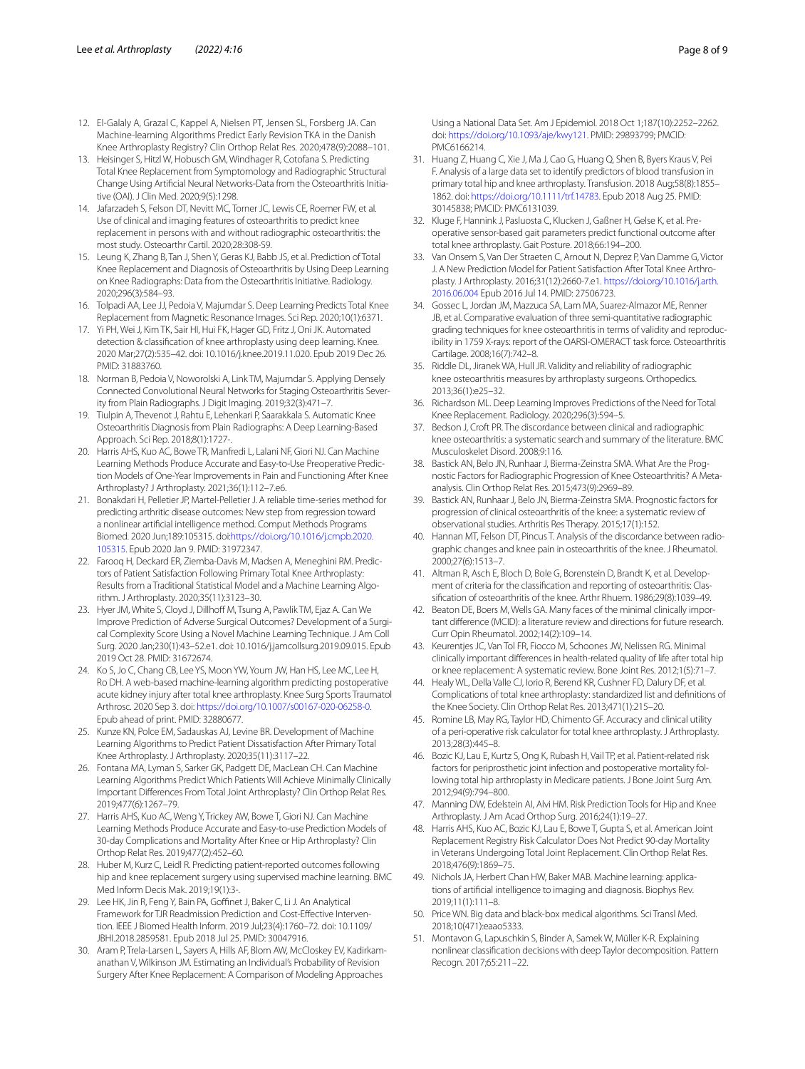12. El-Galaly A, Grazal C, Kappel A, Nielsen PT, Jensen SL, Forsberg JA. Can Machine-learning Algorithms Predict Early Revision TKA in the Danish Knee Arthroplasty Registry? Clin Orthop Relat Res. 2020;478(9):2088–101.
13. Heisinger S, Hitzl W, Hobusch GM, Windhager R, Cotofana S. Predicting Total Knee Replacement from Symptomology and Radiographic Structural Change Using Artificial Neural Networks-Data from the Osteoarthritis Initiative (OAI). J Clin Med. 2020;9(5):1298.
14. Jafarzadeh S, Felson DT, Nevitt MC, Torner JC, Lewis CE, Roemer FW, et al. Use of clinical and imaging features of osteoarthritis to predict knee replacement in persons with and without radiographic osteoarthritis: the most study. Osteoarthr Cartil. 2020;28:308-S9.
15. Leung K, Zhang B, Tan J, Shen Y, Geras KJ, Babb JS, et al. Prediction of Total Knee Replacement and Diagnosis of Osteoarthritis by Using Deep Learning on Knee Radiographs: Data from the Osteoarthritis Initiative. Radiology. 2020;296(3):584–93.
16. Tolpadi AA, Lee JJ, Pedoia V, Majumdar S. Deep Learning Predicts Total Knee Replacement from Magnetic Resonance Images. Sci Rep. 2020;10(1):6371.
17. Yi PH, Wei J, Kim TK, Sair HI, Hui FK, Hager GD, Fritz J, Oni JK. Automated detection & classification of knee arthroplasty using deep learning. Knee. 2020 Mar;27(2):535–42. doi: 10.1016/j.knee.2019.11.020. Epub 2019 Dec 26. PMID: 31883760.
18. Norman B, Pedoia V, Noworolski A, Link TM, Majumdar S. Applying Densely Connected Convolutional Neural Networks for Staging Osteoarthritis Severity from Plain Radiographs. J Digit Imaging. 2019;32(3):471–7.
19. Tiulpin A, Thevenot J, Rahtu E, Lehenkari P, Saarakkala S. Automatic Knee Osteoarthritis Diagnosis from Plain Radiographs: A Deep Learning-Based Approach. Sci Rep. 2018;8(1):1727-.
20. Harris AHS, Kuo AC, Bowe TR, Manfredi L, Lalani NF, Giori NJ. Can Machine Learning Methods Produce Accurate and Easy-to-Use Preoperative Prediction Models of One-Year Improvements in Pain and Functioning After Knee Arthroplasty? J Arthroplasty. 2021;36(1):112–7.e6.
21. Bonakdari H, Pelletier JP, Martel-Pelletier J. A reliable time-series method for predicting arthritic disease outcomes: New step from regression toward a nonlinear artificial intelligence method. Comput Methods Programs Biomed. 2020 Jun;189:105315. doi:https://doi.org/10.1016/j.cmpb.2020.105315. Epub 2020 Jan 9. PMID: 31972347.
22. Farooq H, Deckard ER, Ziemba-Davis M, Madsen A, Meneghini RM. Predictors of Patient Satisfaction Following Primary Total Knee Arthroplasty: Results from a Traditional Statistical Model and a Machine Learning Algorithm. J Arthroplasty. 2020;35(11):3123–30.
23. Hyer JM, White S, Cloyd J, Dillhoff M, Tsung A, Pawlik TM, Ejaz A. Can We Improve Prediction of Adverse Surgical Outcomes? Development of a Surgical Complexity Score Using a Novel Machine Learning Technique. J Am Coll Surg. 2020 Jan;230(1):43–52.e1. doi: 10.1016/j.jamcollsurg.2019.09.015. Epub 2019 Oct 28. PMID: 31672674.
24. Ko S, Jo C, Chang CB, Lee YS, Moon YW, Youm JW, Han HS, Lee MC, Lee H, Ro DH. A web-based machine-learning algorithm predicting postoperative acute kidney injury after total knee arthroplasty. Knee Surg Sports Traumatol Arthrosc. 2020 Sep 3. doi: https://doi.org/10.1007/s00167-020-06258-0. Epub ahead of print. PMID: 32880677.
25. Kunze KN, Polce EM, Sadauskas AJ, Levine BR. Development of Machine Learning Algorithms to Predict Patient Dissatisfaction After Primary Total Knee Arthroplasty. J Arthroplasty. 2020;35(11):3117–22.
26. Fontana MA, Lyman S, Sarker GK, Padgett DE, MacLean CH. Can Machine Learning Algorithms Predict Which Patients Will Achieve Minimally Clinically Important Differences From Total Joint Arthroplasty? Clin Orthop Relat Res. 2019;477(6):1267–79.
27. Harris AHS, Kuo AC, Weng Y, Trickey AW, Bowe T, Giori NJ. Can Machine Learning Methods Produce Accurate and Easy-to-use Prediction Models of 30-day Complications and Mortality After Knee or Hip Arthroplasty? Clin Orthop Relat Res. 2019;477(2):452–60.
28. Huber M, Kurz C, Leidl R. Predicting patient-reported outcomes following hip and knee replacement surgery using supervised machine learning. BMC Med Inform Decis Mak. 2019;19(1):3-.
29. Lee HK, Jin R, Feng Y, Bain PA, Goffinet J, Baker C, Li J. An Analytical Framework for TJR Readmission Prediction and Cost-Effective Intervention. IEEE J Biomed Health Inform. 2019 Jul;23(4):1760–72. doi: 10.1109/JBHI.2018.2859581. Epub 2018 Jul 25. PMID: 30047916.
30. Aram P, Trela-Larsen L, Sayers A, Hills AF, Blom AW, McCloskey EV, Kadirkamanathan V, Wilkinson JM. Estimating an Individual's Probability of Revision Surgery After Knee Replacement: A Comparison of Modeling Approaches Using a National Data Set. Am J Epidemiol. 2018 Oct 1;187(10):2252–2262. doi: https://doi.org/10.1093/aje/kwy121. PMID: 29893799; PMCID: PMC6166214.
31. Huang Z, Huang C, Xie J, Ma J, Cao G, Huang Q, Shen B, Byers Kraus V, Pei F. Analysis of a large data set to identify predictors of blood transfusion in primary total hip and knee arthroplasty. Transfusion. 2018 Aug;58(8):1855–1862. doi: https://doi.org/10.1111/trf.14783. Epub 2018 Aug 25. PMID: 30145838; PMCID: PMC6131039.
32. Kluge F, Hannink J, Pasluosta C, Klucken J, Gaßner H, Gelse K, et al. Pre-operative sensor-based gait parameters predict functional outcome after total knee arthroplasty. Gait Posture. 2018;66:194–200.
33. Van Onsem S, Van Der Straeten C, Arnout N, Deprez P, Van Damme G, Victor J. A New Prediction Model for Patient Satisfaction After Total Knee Arthroplasty. J Arthroplasty. 2016;31(12):2660-7.e1. https://doi.org/10.1016/j.arth.2016.06.004 Epub 2016 Jul 14. PMID: 27506723.
34. Gossec L, Jordan JM, Mazzuca SA, Lam MA, Suarez-Almazor ME, Renner JB, et al. Comparative evaluation of three semi-quantitative radiographic grading techniques for knee osteoarthritis in terms of validity and reproducibility in 1759 X-rays: report of the OARSI-OMERACT task force. Osteoarthritis Cartilage. 2008;16(7):742–8.
35. Riddle DL, Jiranek WA, Hull JR. Validity and reliability of radiographic knee osteoarthritis measures by arthroplasty surgeons. Orthopedics. 2013;36(1):e25–32.
36. Richardson ML. Deep Learning Improves Predictions of the Need for Total Knee Replacement. Radiology. 2020;296(3):594–5.
37. Bedson J, Croft PR. The discordance between clinical and radiographic knee osteoarthritis: a systematic search and summary of the literature. BMC Musculoskelet Disord. 2008;9:116.
38. Bastick AN, Belo JN, Runhaar J, Bierma-Zeinstra SMA. What Are the Prognostic Factors for Radiographic Progression of Knee Osteoarthritis? A Meta-analysis. Clin Orthop Relat Res. 2015;473(9):2969–89.
39. Bastick AN, Runhaar J, Belo JN, Bierma-Zeinstra SMA. Prognostic factors for progression of clinical osteoarthritis of the knee: a systematic review of observational studies. Arthritis Res Therapy. 2015;17(1):152.
40. Hannan MT, Felson DT, Pincus T. Analysis of the discordance between radiographic changes and knee pain in osteoarthritis of the knee. J Rheumatol. 2000;27(6):1513–7.
41. Altman R, Asch E, Bloch D, Bole G, Borenstein D, Brandt K, et al. Development of criteria for the classification and reporting of osteoarthritis: Classification of osteoarthritis of the knee. Arthr Rhuem. 1986;29(8):1039–49.
42. Beaton DE, Boers M, Wells GA. Many faces of the minimal clinically important difference (MCID): a literature review and directions for future research. Curr Opin Rheumatol. 2002;14(2):109–14.
43. Keurentjes JC, Van Tol FR, Fiocco M, Schoones JW, Nelissen RG. Minimal clinically important differences in health-related quality of life after total hip or knee replacement: A systematic review. Bone Joint Res. 2012;1(5):71–7.
44. Healy WL, Della Valle CJ, Iorio R, Berend KR, Cushner FD, Dalury DF, et al. Complications of total knee arthroplasty: standardized list and definitions of the Knee Society. Clin Orthop Relat Res. 2013;471(1):215–20.
45. Romine LB, May RG, Taylor HD, Chimento GF. Accuracy and clinical utility of a peri-operative risk calculator for total knee arthroplasty. J Arthroplasty. 2013;28(3):445–8.
46. Bozic KJ, Lau E, Kurtz S, Ong K, Rubash H, Vail TP, et al. Patient-related risk factors for periprosthetic joint infection and postoperative mortality following total hip arthroplasty in Medicare patients. J Bone Joint Surg Am. 2012;94(9):794–800.
47. Manning DW, Edelstein AI, Alvi HM. Risk Prediction Tools for Hip and Knee Arthroplasty. J Am Acad Orthop Surg. 2016;24(1):19–27.
48. Harris AHS, Kuo AC, Bozic KJ, Lau E, Bowe T, Gupta S, et al. American Joint Replacement Registry Risk Calculator Does Not Predict 90-day Mortality in Veterans Undergoing Total Joint Replacement. Clin Orthop Relat Res. 2018;476(9):1869–75.
49. Nichols JA, Herbert Chan HW, Baker MAB. Machine learning: applications of artificial intelligence to imaging and diagnosis. Biophys Rev. 2019;11(1):111–8.
50. Price WN. Big data and black-box medical algorithms. Sci Transl Med. 2018;10(471):eaao5333.
51. Montavon G, Lapuschkin S, Binder A, Samek W, Müller K-R. Explaining nonlinear classification decisions with deep Taylor decomposition. Pattern Recogn. 2017;65:211–22.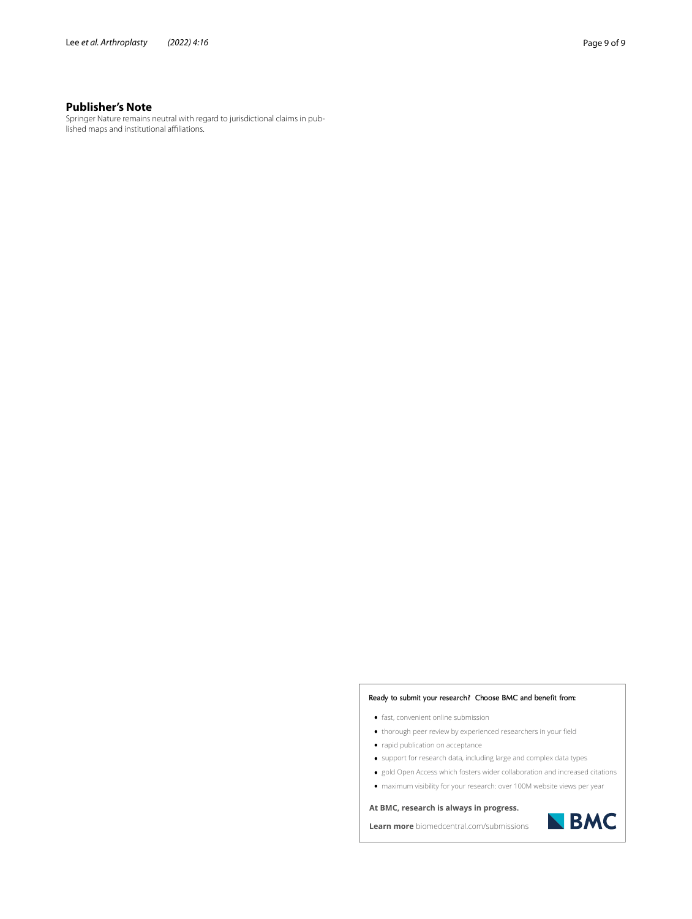## Publisher's Note

Springer Nature remains neutral with regard to jurisdictional claims in published maps and institutional affiliations.

Ready to submit your research? Choose BMC and benefit from:

- fast, convenient online submission
- thorough peer review by experienced researchers in your field
- rapid publication on acceptance
- support for research data, including large and complex data types
- gold Open Access which fosters wider collaboration and increased citations
- maximum visibility for your research: over 100M website views per year

**At BMC, research is always in progress.**

**Learn more** biomedcentral.com/submissions

BMC